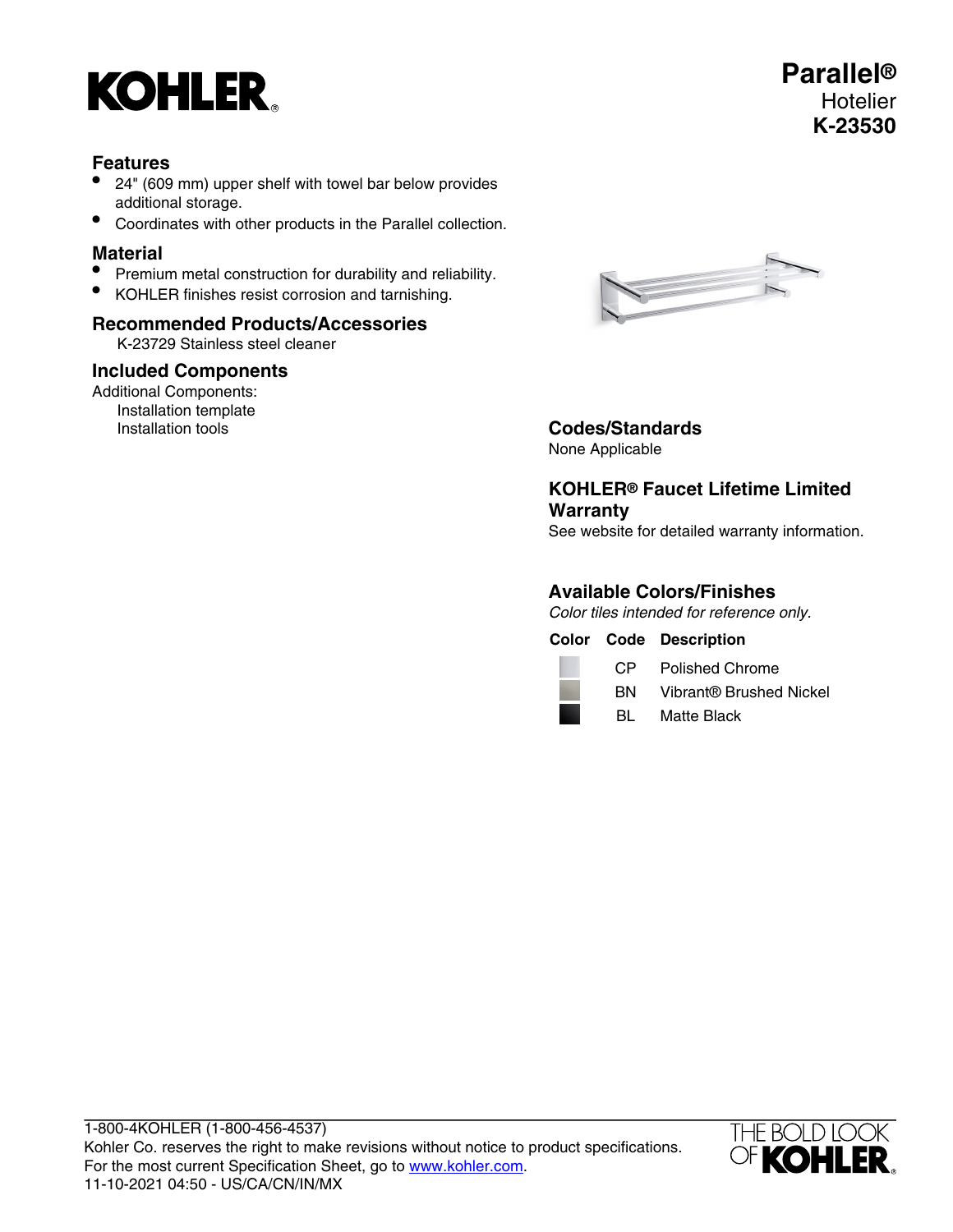# KOHLER

**Parallel®**
Hotelier
**K-23530**

## Features

- 24" (609 mm) upper shelf with towel bar below provides additional storage.
- Coordinates with other products in the Parallel collection.

## Material

- Premium metal construction for durability and reliability.
- KOHLER finishes resist corrosion and tarnishing.

## Recommended Products/Accessories

K-23729 Stainless steel cleaner

## Included Components

Additional Components:
Installation template
Installation tools

## Codes/Standards

None Applicable

## KOHLER® Faucet Lifetime Limited Warranty

See website for detailed warranty information.

## Available Colors/Finishes

*Color tiles intended for reference only.*

| Color | Code | Description |
|---|---|---|
| | CP | Polished Chrome |
| | BN | Vibrant® Brushed Nickel |
| | BL | Matte Black |

1-800-4KOHLER (1-800-456-4537)
Kohler Co. reserves the right to make revisions without notice to product specifications.
For the most current Specification Sheet, go to www.kohler.com.
11-10-2021 04:50 - US/CA/CN/IN/MX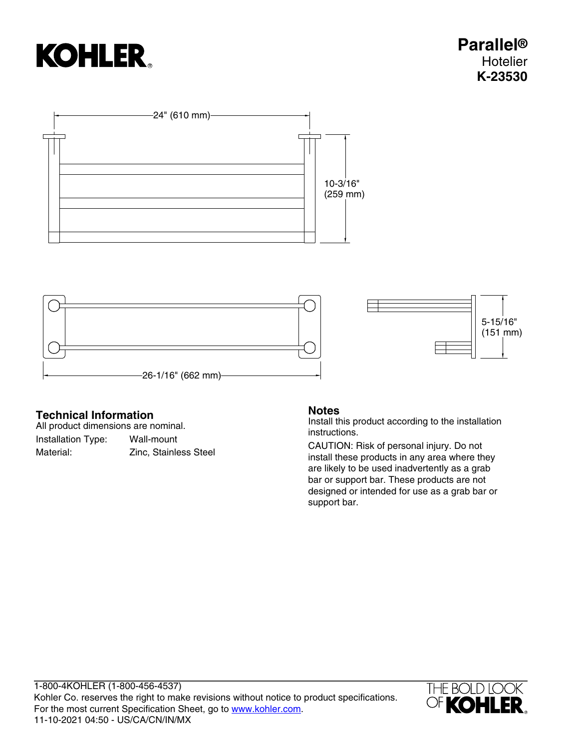# KOHLER

**Parallel®**
Hotelier
**K-23530**

24" (610 mm)

10-3/16"
(259 mm)

26-1/16" (662 mm)

5-15/16"
(151 mm)

## Technical Information

All product dimensions are nominal.

| | |
|---|---|
| Installation Type: | Wall-mount |
| Material: | Zinc, Stainless Steel |

## Notes

Install this product according to the installation instructions.

CAUTION: Risk of personal injury. Do not install these products in any area where they are likely to be used inadvertently as a grab bar or support bar. These products are not designed or intended for use as a grab bar or support bar.

1-800-4KOHLER (1-800-456-4537)
Kohler Co. reserves the right to make revisions without notice to product specifications.
For the most current Specification Sheet, go to [www.kohler.com](http://www.kohler.com).
11-10-2021 04:50 - US/CA/CN/IN/MX

THE BOLD LOOK OF KOHLER®